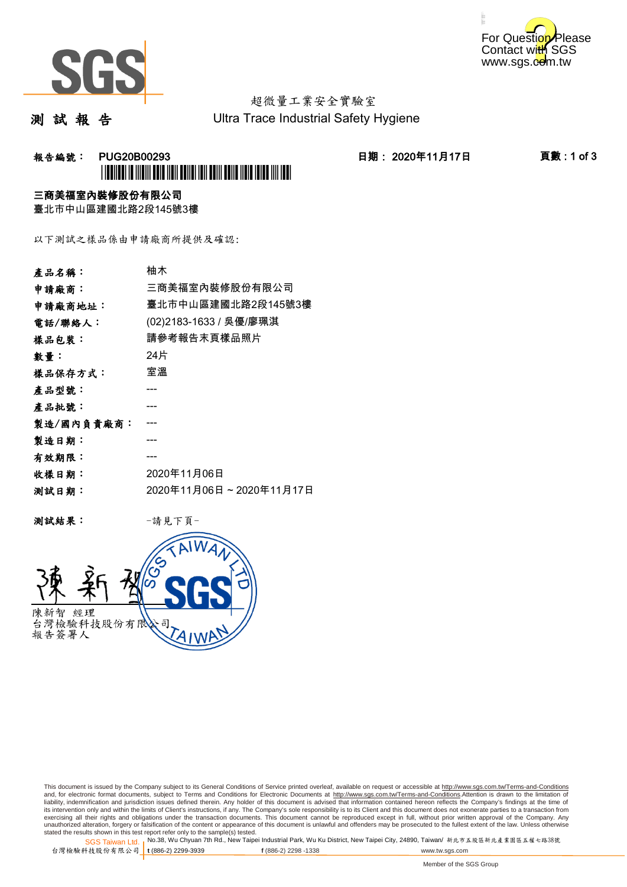For Question Please Contact with SGS www.sgs.com.tw

# 測 試 報 告

超微量工業安全實驗室
Ultra Trace Industrial Safety Hygiene

**報告編號： PUG20B00293** **日期： 2020年11月17日** **頁數 : 1 of 3**

**三商美福室內裝修股份有限公司**
臺北市中山區建國北路2段145號3樓

以下測試之樣品係由申請廠商所提供及確認:

| | |
|---|---|
| **產品名稱：** | 柚木 |
| **申請廠商：** | 三商美福室內裝修股份有限公司 |
| **申請廠商地址：** | 臺北市中山區建國北路2段145號3樓 |
| **電話/聯絡人：** | (02)2183-1633 / 吳優/廖珮淇 |
| **樣品包裝：** | 請參考報告末頁樣品照片 |
| **數量：** | 24片 |
| **樣品保存方式：** | 室溫 |
| **產品型號：** | --- |
| **產品批號：** | --- |
| **製造/國內負責廠商：** | --- |
| **製造日期：** | --- |
| **有效期限：** | --- |
| **收樣日期：** | 2020年11月06日 |
| **測試日期：** | 2020年11月06日 ~ 2020年11月17日 |

**測試結果：** -請見下頁-

陳新智 經理
台灣檢驗科技股份有限公司
報告簽署人

This document is issued by the Company subject to its General Conditions of Service printed overleaf, available on request or accessible at http://www.sgs.com.tw/Terms-and-Conditions and, for electronic format documents, subject to Terms and Conditions for Electronic Documents at http://www.sgs.com.tw/Terms-and-Conditions.Attention is drawn to the limitation of liability, indemnification and jurisdiction issues defined therein. Any holder of this document is advised that information contained hereon reflects the Company's findings at the time of its intervention only and within the limits of Client's instructions, if any. The Company's sole responsibility is to its Client and this document does not exonerate parties to a transaction from exercising all their rights and obligations under the transaction documents. This document cannot be reproduced except in full, without prior written approval of the Company. Any unauthorized alteration, forgery or falsification of the content or appearance of this document is unlawful and offenders may be prosecuted to the fullest extent of the law. Unless otherwise stated the results shown in this test report refer only to the sample(s) tested.

SGS Taiwan Ltd. 台灣檢驗科技股份有限公司 | No.38, Wu Chyuan 7th Rd., New Taipei Industrial Park, Wu Ku District, New Taipei City, 24890, Taiwan/ 新北市五股區新北產業園區五權七路38號 t (886-2) 2299-3939 f (886-2) 2298 -1338 www.tw.sgs.com

Member of the SGS Group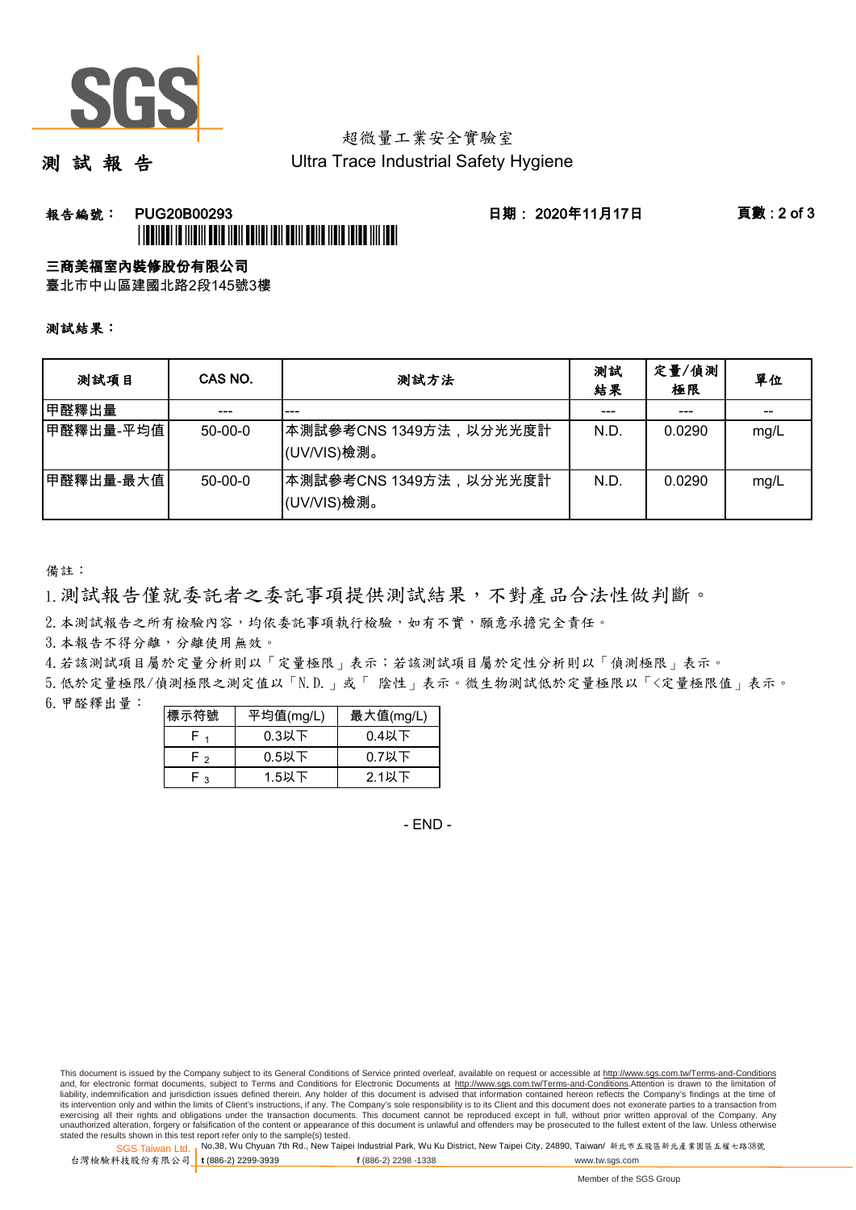# 測 試 報 告

超微量工業安全實驗室
Ultra Trace Industrial Safety Hygiene

**報告編號： PUG20B00293** **日期： 2020年11月17日**

**三商美福室內裝修股份有限公司**
臺北市中山區建國北路2段145號3樓

**測試結果：**

| 測試項目 | CAS NO. | 測試方法 | 測試結果 | 定量/偵測極限 | 單位 |
|---|---|---|---|---|---|
| 甲醛釋出量 | --- | --- | --- | --- | -- |
| 甲醛釋出量-平均值 | 50-00-0 | 本測試參考CNS 1349方法，以分光光度計(UV/VIS)檢測。 | N.D. | 0.0290 | mg/L |
| 甲醛釋出量-最大值 | 50-00-0 | 本測試參考CNS 1349方法，以分光光度計(UV/VIS)檢測。 | N.D. | 0.0290 | mg/L |

備註：

1. 測試報告僅就委託者之委託事項提供測試結果，不對產品合法性做判斷。
2. 本測試報告之所有檢驗內容，均依委託事項執行檢驗，如有不實，願意承擔完全責任。
3. 本報告不得分離，分離使用無效。
4. 若該測試項目屬於定量分析則以「定量極限」表示；若該測試項目屬於定性分析則以「偵測極限」表示。
5. 低於定量極限/偵測極限之測定值以「N.D.」或「 陰性」表示。微生物測試低於定量極限以「<定量極限值」表示。
6. 甲醛釋出量：

| 標示符號 | 平均值(mg/L) | 最大值(mg/L) |
|---|---|---|
| $F_1$ | 0.3以下 | 0.4以下 |
| $F_2$ | 0.5以下 | 0.7以下 |
| $F_3$ | 1.5以下 | 2.1以下 |

- END -

This document is issued by the Company subject to its General Conditions of Service printed overleaf, available on request or accessible at http://www.sgs.com.tw/Terms-and-Conditions and, for electronic format documents, subject to Terms and Conditions for Electronic Documents at http://www.sgs.com.tw/Terms-and-Conditions.Attention is drawn to the limitation of liability, indemnification and jurisdiction issues defined therein. Any holder of this document is advised that information contained hereon reflects the Company's findings at the time of its intervention only and within the limits of Client's instructions, if any. The Company's sole responsibility is to its Client and this document does not exonerate parties to a transaction from exercising all their rights and obligations under the transaction documents. This document cannot be reproduced except in full, without prior written approval of the Company. Any unauthorized alteration, forgery or falsification of the content or appearance of this document is unlawful and offenders may be prosecuted to the fullest extent of the law. Unless otherwise stated the results shown in this test report refer only to the sample(s) tested.

SGS Taiwan Ltd. 台灣檢驗科技股份有限公司 | No.38, Wu Chyuan 7th Rd., New Taipei Industrial Park, Wu Ku District, New Taipei City, 24890, Taiwan/ 新北市五股區新北產業園區五權七路38號 | t (886-2) 2299-3939 f (886-2) 2298 -1338 www.tw.sgs.com

Member of the SGS Group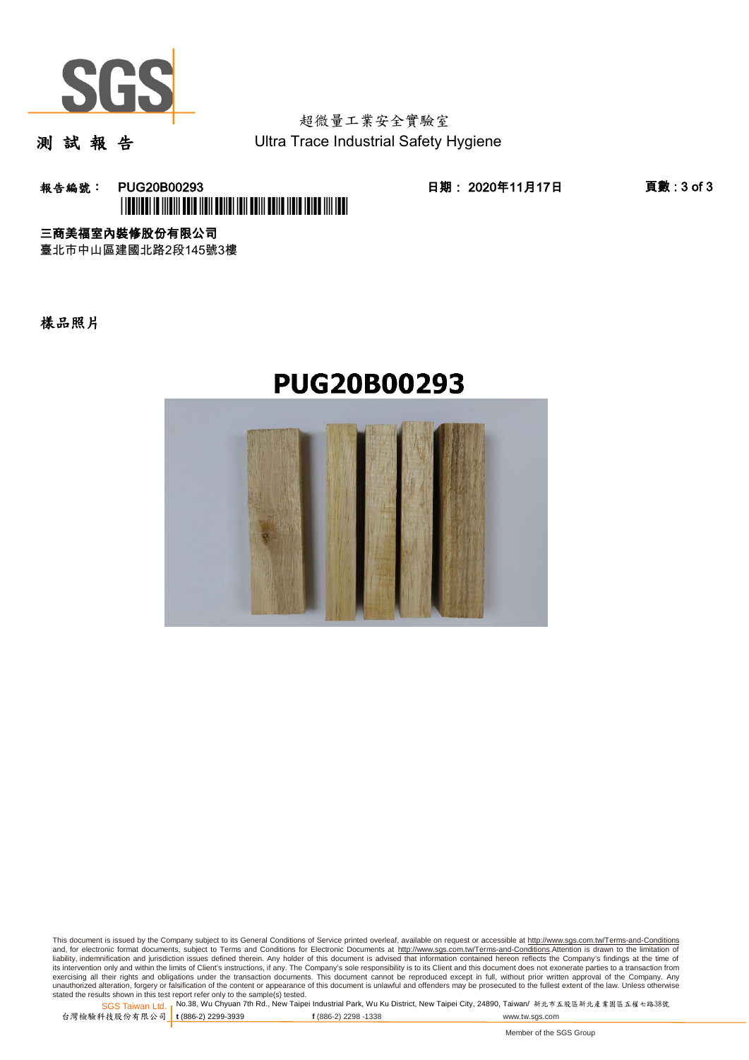超微量工業安全實驗室
Ultra Trace Industrial Safety Hygiene

# 測 試 報 告

**報告編號：** PUG20B00293

**日期：** 2020年11月17日

**三商美福室內裝修股份有限公司**
臺北市中山區建國北路2段145號3樓

## 樣品照片

PUG20B00293

This document is issued by the Company subject to its General Conditions of Service printed overleaf, available on request or accessible at http://www.sgs.com.tw/Terms-and-Conditions and, for electronic format documents, subject to Terms and Conditions for Electronic Documents at http://www.sgs.com.tw/Terms-and-Conditions.Attention is drawn to the limitation of liability, indemnification and jurisdiction issues defined therein. Any holder of this document is advised that information contained hereon reflects the Company's findings at the time of its intervention only and within the limits of Client's instructions, if any. The Company's sole responsibility is to its Client and this document does not exonerate parties to a transaction from exercising all their rights and obligations under the transaction documents. This document cannot be reproduced except in full, without prior written approval of the Company. Any unauthorized alteration, forgery or falsification of the content or appearance of this document is unlawful and offenders may be prosecuted to the fullest extent of the law. Unless otherwise stated the results shown in this test report refer only to the sample(s) tested.

SGS Taiwan Ltd. 台灣檢驗科技股份有限公司 | No.38, Wu Chyuan 7th Rd., New Taipei Industrial Park, Wu Ku District, New Taipei City, 24890, Taiwan/ 新北市五股區新北產業園區五權七路38號 | t (886-2) 2299-3939 | f (886-2) 2298 -1338 | www.tw.sgs.com

Member of the SGS Group